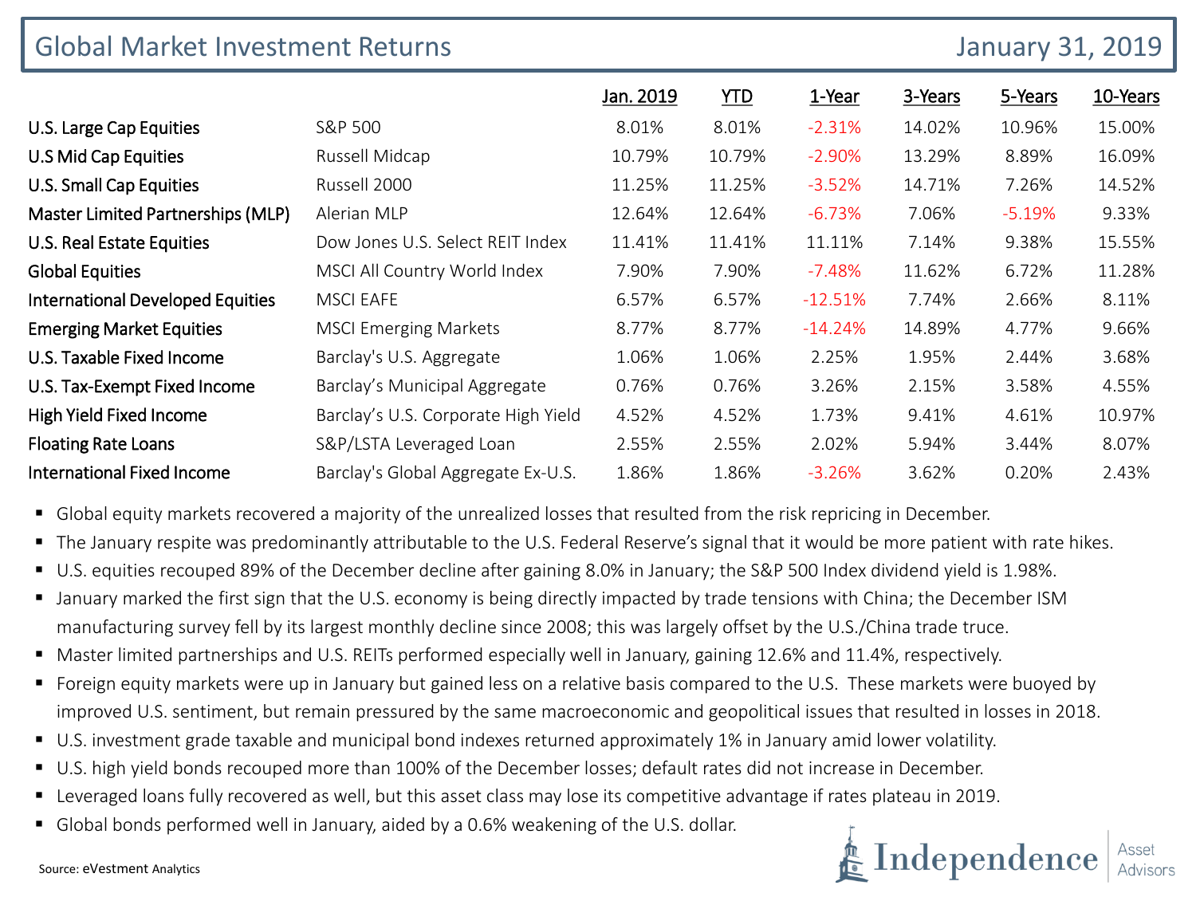# Global Market Investment Returns

January 31, 2019

| | | Jan. 2019 | YTD | 1-Year | 3-Years | 5-Years | 10-Years |
|---|---|---|---|---|---|---|---|
| U.S. Large Cap Equities | S&P 500 | 8.01% | 8.01% | -2.31% | 14.02% | 10.96% | 15.00% |
| U.S Mid Cap Equities | Russell Midcap | 10.79% | 10.79% | -2.90% | 13.29% | 8.89% | 16.09% |
| U.S. Small Cap Equities | Russell 2000 | 11.25% | 11.25% | -3.52% | 14.71% | 7.26% | 14.52% |
| Master Limited Partnerships (MLP) | Alerian MLP | 12.64% | 12.64% | -6.73% | 7.06% | -5.19% | 9.33% |
| U.S. Real Estate Equities | Dow Jones U.S. Select REIT Index | 11.41% | 11.41% | 11.11% | 7.14% | 9.38% | 15.55% |
| Global Equities | MSCI All Country World Index | 7.90% | 7.90% | -7.48% | 11.62% | 6.72% | 11.28% |
| International Developed Equities | MSCI EAFE | 6.57% | 6.57% | -12.51% | 7.74% | 2.66% | 8.11% |
| Emerging Market Equities | MSCI Emerging Markets | 8.77% | 8.77% | -14.24% | 14.89% | 4.77% | 9.66% |
| U.S. Taxable Fixed Income | Barclay's U.S. Aggregate | 1.06% | 1.06% | 2.25% | 1.95% | 2.44% | 3.68% |
| U.S. Tax-Exempt Fixed Income | Barclay's Municipal Aggregate | 0.76% | 0.76% | 3.26% | 2.15% | 3.58% | 4.55% |
| High Yield Fixed Income | Barclay's U.S. Corporate High Yield | 4.52% | 4.52% | 1.73% | 9.41% | 4.61% | 10.97% |
| Floating Rate Loans | S&P/LSTA Leveraged Loan | 2.55% | 2.55% | 2.02% | 5.94% | 3.44% | 8.07% |
| International Fixed Income | Barclay's Global Aggregate Ex-U.S. | 1.86% | 1.86% | -3.26% | 3.62% | 0.20% | 2.43% |

- Global equity markets recovered a majority of the unrealized losses that resulted from the risk repricing in December.
- The January respite was predominantly attributable to the U.S. Federal Reserve's signal that it would be more patient with rate hikes.
- U.S. equities recouped 89% of the December decline after gaining 8.0% in January; the S&P 500 Index dividend yield is 1.98%.
- January marked the first sign that the U.S. economy is being directly impacted by trade tensions with China; the December ISM manufacturing survey fell by its largest monthly decline since 2008; this was largely offset by the U.S./China trade truce.
- Master limited partnerships and U.S. REITs performed especially well in January, gaining 12.6% and 11.4%, respectively.
- Foreign equity markets were up in January but gained less on a relative basis compared to the U.S. These markets were buoyed by improved U.S. sentiment, but remain pressured by the same macroeconomic and geopolitical issues that resulted in losses in 2018.
- U.S. investment grade taxable and municipal bond indexes returned approximately 1% in January amid lower volatility.
- U.S. high yield bonds recouped more than 100% of the December losses; default rates did not increase in December.
- Leveraged loans fully recovered as well, but this asset class may lose its competitive advantage if rates plateau in 2019.
- Global bonds performed well in January, aided by a 0.6% weakening of the U.S. dollar.

Source: eVestment Analytics

Independence Asset Advisors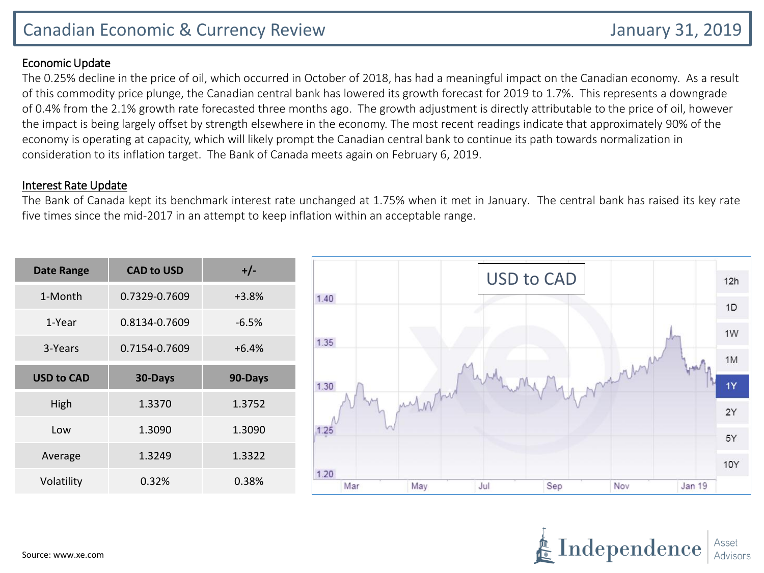# Canadian Economic & Currency Review

January 31, 2019

## Economic Update

The 0.25% decline in the price of oil, which occurred in October of 2018, has had a meaningful impact on the Canadian economy. As a result of this commodity price plunge, the Canadian central bank has lowered its growth forecast for 2019 to 1.7%. This represents a downgrade of 0.4% from the 2.1% growth rate forecasted three months ago. The growth adjustment is directly attributable to the price of oil, however the impact is being largely offset by strength elsewhere in the economy. The most recent readings indicate that approximately 90% of the economy is operating at capacity, which will likely prompt the Canadian central bank to continue its path towards normalization in consideration to its inflation target. The Bank of Canada meets again on February 6, 2019.

## Interest Rate Update

The Bank of Canada kept its benchmark interest rate unchanged at 1.75% when it met in January. The central bank has raised its key rate five times since the mid-2017 in an attempt to keep inflation within an acceptable range.

| Date Range | CAD to USD | +/- |
|---|---|---|
| 1-Month | 0.7329-0.7609 | +3.8% |
| 1-Year | 0.8134-0.7609 | -6.5% |
| 3-Years | 0.7154-0.7609 | +6.4% |
| **USD to CAD** | **30-Days** | **90-Days** |
| High | 1.3370 | 1.3752 |
| Low | 1.3090 | 1.3090 |
| Average | 1.3249 | 1.3322 |
| Volatility | 0.32% | 0.38% |

USD to CAD

1.40
1.35
1.30
1.25
1.20

Mar May Jul Sep Nov Jan 19

12h 1D 1W 1M 1Y 2Y 5Y 10Y

Source: www.xe.com